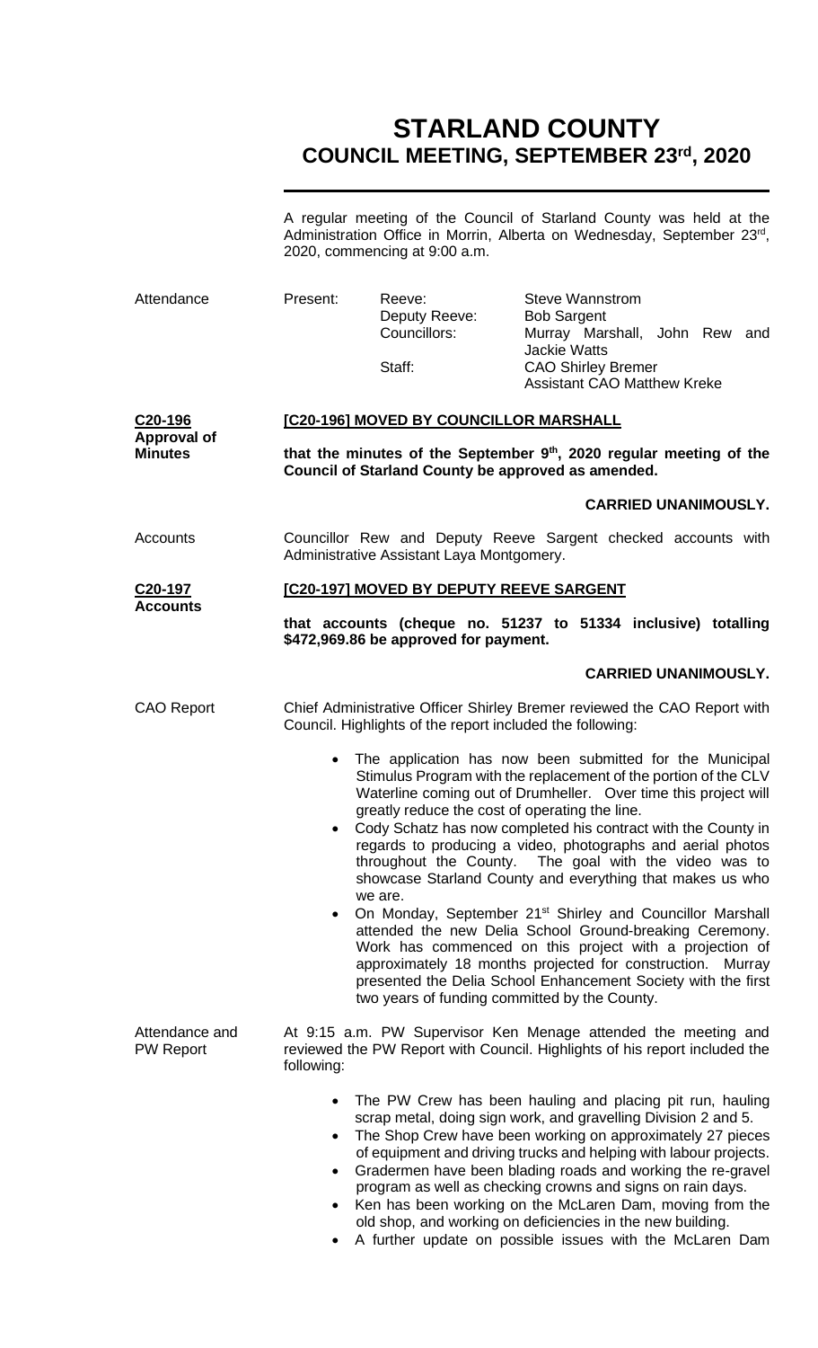# STARLAND COUNTY
## COUNCIL MEETING, SEPTEMBER 23rd, 2020

A regular meeting of the Council of Starland County was held at the Administration Office in Morrin, Alberta on Wednesday, September 23rd, 2020, commencing at 9:00 a.m.

**Attendance**

| Present: | Reeve: | Steve Wannstrom |
|---|---|---|
| | Deputy Reeve: | Bob Sargent |
| | Councillors: | Murray Marshall, John Rew and Jackie Watts |
| | Staff: | CAO Shirley Bremer<br>Assistant CAO Matthew Kreke |

**C20-196 Approval of Minutes**

**[C20-196] MOVED BY COUNCILLOR MARSHALL**

**that the minutes of the September 9th, 2020 regular meeting of the Council of Starland County be approved as amended.**

**CARRIED UNANIMOUSLY.**

**Accounts**

Councillor Rew and Deputy Reeve Sargent checked accounts with Administrative Assistant Laya Montgomery.

**C20-197 Accounts**

**[C20-197] MOVED BY DEPUTY REEVE SARGENT**

**that accounts (cheque no. 51237 to 51334 inclusive) totalling $472,969.86 be approved for payment.**

**CARRIED UNANIMOUSLY.**

**CAO Report**

Chief Administrative Officer Shirley Bremer reviewed the CAO Report with Council. Highlights of the report included the following:

- The application has now been submitted for the Municipal Stimulus Program with the replacement of the portion of the CLV Waterline coming out of Drumheller. Over time this project will greatly reduce the cost of operating the line.
- Cody Schatz has now completed his contract with the County in regards to producing a video, photographs and aerial photos throughout the County. The goal with the video was to showcase Starland County and everything that makes us who we are.
- On Monday, September 21st Shirley and Councillor Marshall attended the new Delia School Ground-breaking Ceremony. Work has commenced on this project with a projection of approximately 18 months projected for construction. Murray presented the Delia School Enhancement Society with the first two years of funding committed by the County.

**Attendance and PW Report**

At 9:15 a.m. PW Supervisor Ken Menage attended the meeting and reviewed the PW Report with Council. Highlights of his report included the following:

- The PW Crew has been hauling and placing pit run, hauling scrap metal, doing sign work, and gravelling Division 2 and 5.
- The Shop Crew have been working on approximately 27 pieces of equipment and driving trucks and helping with labour projects.
- Gradermen have been blading roads and working the re-gravel program as well as checking crowns and signs on rain days.
- Ken has been working on the McLaren Dam, moving from the old shop, and working on deficiencies in the new building.
- A further update on possible issues with the McLaren Dam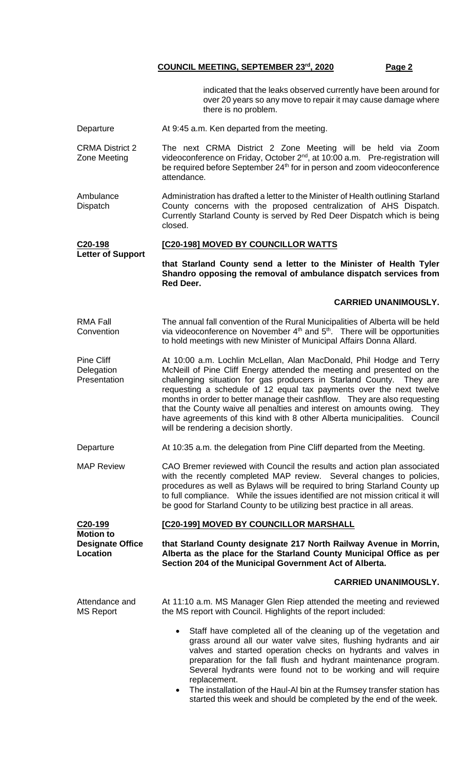indicated that the leaks observed currently have been around for over 20 years so any move to repair it may cause damage where there is no problem.

**Departure**
At 9:45 a.m. Ken departed from the meeting.

**CRMA District 2 Zone Meeting**
The next CRMA District 2 Zone Meeting will be held via Zoom videoconference on Friday, October 2nd, at 10:00 a.m. Pre-registration will be required before September 24th for in person and zoom videoconference attendance.

**Ambulance Dispatch**
Administration has drafted a letter to the Minister of Health outlining Starland County concerns with the proposed centralization of AHS Dispatch. Currently Starland County is served by Red Deer Dispatch which is being closed.

**C20-198 Letter of Support**

**[C20-198] MOVED BY COUNCILLOR WATTS**

**that Starland County send a letter to the Minister of Health Tyler Shandro opposing the removal of ambulance dispatch services from Red Deer.**

**CARRIED UNANIMOUSLY.**

**RMA Fall Convention**
The annual fall convention of the Rural Municipalities of Alberta will be held via videoconference on November 4th and 5th. There will be opportunities to hold meetings with new Minister of Municipal Affairs Donna Allard.

**Pine Cliff Delegation Presentation**
At 10:00 a.m. Lochlin McLellan, Alan MacDonald, Phil Hodge and Terry McNeill of Pine Cliff Energy attended the meeting and presented on the challenging situation for gas producers in Starland County. They are requesting a schedule of 12 equal tax payments over the next twelve months in order to better manage their cashflow. They are also requesting that the County waive all penalties and interest on amounts owing. They have agreements of this kind with 8 other Alberta municipalities. Council will be rendering a decision shortly.

**Departure**
At 10:35 a.m. the delegation from Pine Cliff departed from the Meeting.

**MAP Review**
CAO Bremer reviewed with Council the results and action plan associated with the recently completed MAP review. Several changes to policies, procedures as well as Bylaws will be required to bring Starland County up to full compliance. While the issues identified are not mission critical it will be good for Starland County to be utilizing best practice in all areas.

**C20-199 Motion to Designate Office Location**

**[C20-199] MOVED BY COUNCILLOR MARSHALL**

**that Starland County designate 217 North Railway Avenue in Morrin, Alberta as the place for the Starland County Municipal Office as per Section 204 of the Municipal Government Act of Alberta.**

**CARRIED UNANIMOUSLY.**

**Attendance and MS Report**
At 11:10 a.m. MS Manager Glen Riep attended the meeting and reviewed the MS report with Council. Highlights of the report included:

- Staff have completed all of the cleaning up of the vegetation and grass around all our water valve sites, flushing hydrants and air valves and started operation checks on hydrants and valves in preparation for the fall flush and hydrant maintenance program. Several hydrants were found not to be working and will require replacement.
- The installation of the Haul-Al bin at the Rumsey transfer station has started this week and should be completed by the end of the week.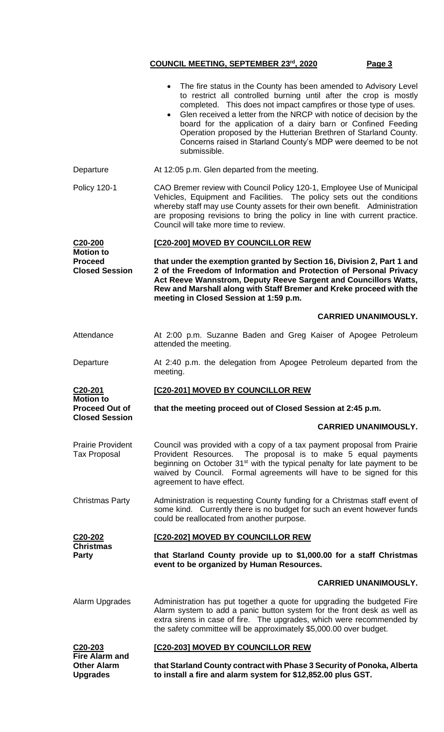- The fire status in the County has been amended to Advisory Level to restrict all controlled burning until after the crop is mostly completed. This does not impact campfires or those type of uses.
- Glen received a letter from the NRCP with notice of decision by the board for the application of a dairy barn or Confined Feeding Operation proposed by the Hutterian Brethren of Starland County. Concerns raised in Starland County's MDP were deemed to be not submissible.

Departure — At 12:05 p.m. Glen departed from the meeting.

Policy 120-1 — CAO Bremer review with Council Policy 120-1, Employee Use of Municipal Vehicles, Equipment and Facilities. The policy sets out the conditions whereby staff may use County assets for their own benefit. Administration are proposing revisions to bring the policy in line with current practice. Council will take more time to review.

**C20-200 Motion to Proceed Closed Session**

**[C20-200] MOVED BY COUNCILLOR REW**

**that under the exemption granted by Section 16, Division 2, Part 1 and 2 of the Freedom of Information and Protection of Personal Privacy Act Reeve Wannstrom, Deputy Reeve Sargent and Councillors Watts, Rew and Marshall along with Staff Bremer and Kreke proceed with the meeting in Closed Session at 1:59 p.m.**

**CARRIED UNANIMOUSLY.**

Attendance — At 2:00 p.m. Suzanne Baden and Greg Kaiser of Apogee Petroleum attended the meeting.

Departure — At 2:40 p.m. the delegation from Apogee Petroleum departed from the meeting.

**C20-201 Motion to Proceed Out of Closed Session**

**[C20-201] MOVED BY COUNCILLOR REW**

**that the meeting proceed out of Closed Session at 2:45 p.m.**

**CARRIED UNANIMOUSLY.**

Prairie Provident Tax Proposal — Council was provided with a copy of a tax payment proposal from Prairie Provident Resources. The proposal is to make 5 equal payments beginning on October 31st with the typical penalty for late payment to be waived by Council. Formal agreements will have to be signed for this agreement to have effect.

Christmas Party — Administration is requesting County funding for a Christmas staff event of some kind. Currently there is no budget for such an event however funds could be reallocated from another purpose.

**C20-202 Christmas Party**

**[C20-202] MOVED BY COUNCILLOR REW**

**that Starland County provide up to $1,000.00 for a staff Christmas event to be organized by Human Resources.**

**CARRIED UNANIMOUSLY.**

Alarm Upgrades — Administration has put together a quote for upgrading the budgeted Fire Alarm system to add a panic button system for the front desk as well as extra sirens in case of fire. The upgrades, which were recommended by the safety committee will be approximately $5,000.00 over budget.

**C20-203 Fire Alarm and Other Alarm Upgrades**

**[C20-203] MOVED BY COUNCILLOR REW**

**that Starland County contract with Phase 3 Security of Ponoka, Alberta to install a fire and alarm system for $12,852.00 plus GST.**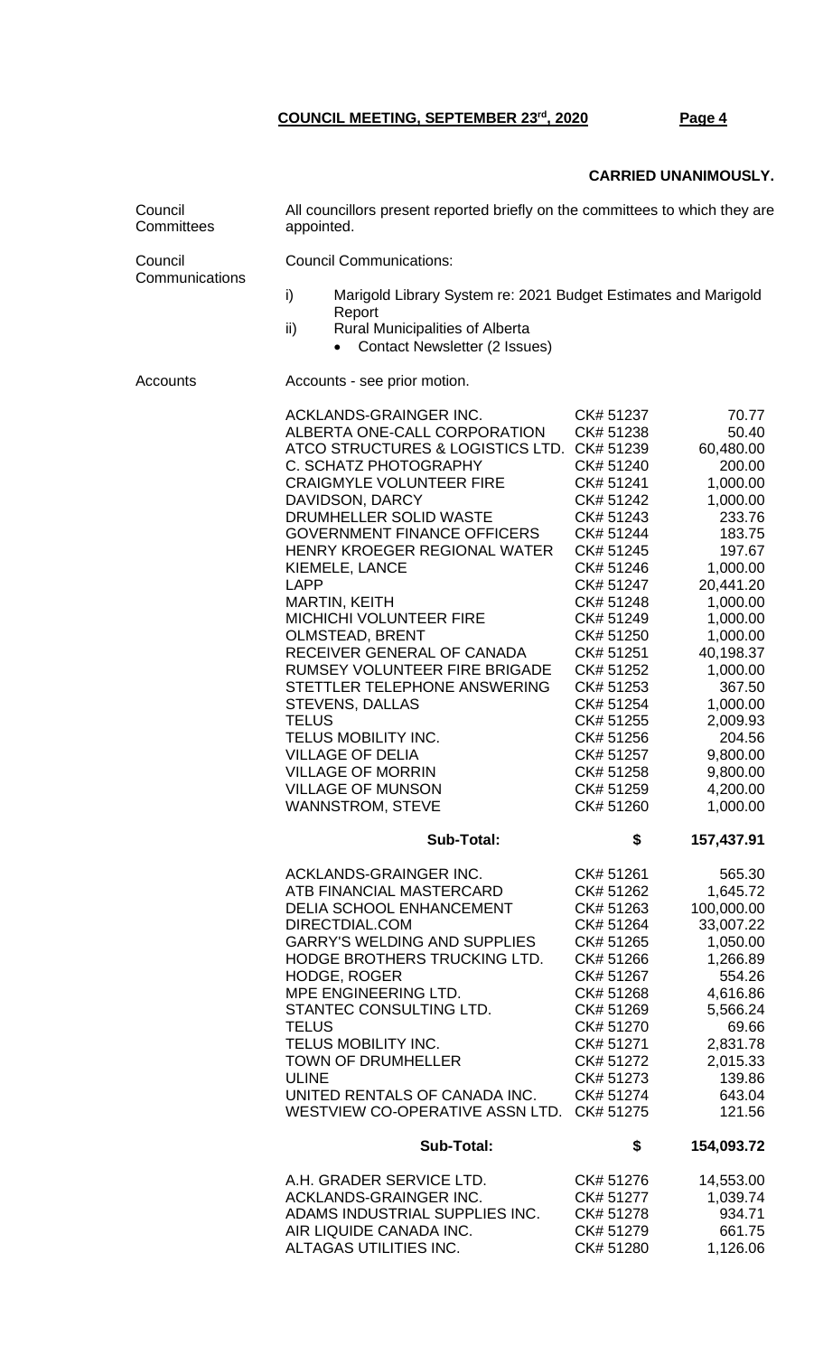**CARRIED UNANIMOUSLY.**

Council Committees — All councillors present reported briefly on the committees to which they are appointed.

Council Communications — Council Communications:

i) Marigold Library System re: 2021 Budget Estimates and Marigold Report

ii) Rural Municipalities of Alberta
- Contact Newsletter (2 Issues)

Accounts — Accounts - see prior motion.

| | | |
|---|---|---|
| ACKLANDS-GRAINGER INC. | CK# 51237 | 70.77 |
| ALBERTA ONE-CALL CORPORATION | CK# 51238 | 50.40 |
| ATCO STRUCTURES & LOGISTICS LTD. | CK# 51239 | 60,480.00 |
| C. SCHATZ PHOTOGRAPHY | CK# 51240 | 200.00 |
| CRAIGMYLE VOLUNTEER FIRE | CK# 51241 | 1,000.00 |
| DAVIDSON, DARCY | CK# 51242 | 1,000.00 |
| DRUMHELLER SOLID WASTE | CK# 51243 | 233.76 |
| GOVERNMENT FINANCE OFFICERS | CK# 51244 | 183.75 |
| HENRY KROEGER REGIONAL WATER | CK# 51245 | 197.67 |
| KIEMELE, LANCE | CK# 51246 | 1,000.00 |
| LAPP | CK# 51247 | 20,441.20 |
| MARTIN, KEITH | CK# 51248 | 1,000.00 |
| MICHICHI VOLUNTEER FIRE | CK# 51249 | 1,000.00 |
| OLMSTEAD, BRENT | CK# 51250 | 1,000.00 |
| RECEIVER GENERAL OF CANADA | CK# 51251 | 40,198.37 |
| RUMSEY VOLUNTEER FIRE BRIGADE | CK# 51252 | 1,000.00 |
| STETTLER TELEPHONE ANSWERING | CK# 51253 | 367.50 |
| STEVENS, DALLAS | CK# 51254 | 1,000.00 |
| TELUS | CK# 51255 | 2,009.93 |
| TELUS MOBILITY INC. | CK# 51256 | 204.56 |
| VILLAGE OF DELIA | CK# 51257 | 9,800.00 |
| VILLAGE OF MORRIN | CK# 51258 | 9,800.00 |
| VILLAGE OF MUNSON | CK# 51259 | 4,200.00 |
| WANNSTROM, STEVE | CK# 51260 | 1,000.00 |
| **Sub-Total:** | **$** | **157,437.91** |
| ACKLANDS-GRAINGER INC. | CK# 51261 | 565.30 |
| ATB FINANCIAL MASTERCARD | CK# 51262 | 1,645.72 |
| DELIA SCHOOL ENHANCEMENT | CK# 51263 | 100,000.00 |
| DIRECTDIAL.COM | CK# 51264 | 33,007.22 |
| GARRY'S WELDING AND SUPPLIES | CK# 51265 | 1,050.00 |
| HODGE BROTHERS TRUCKING LTD. | CK# 51266 | 1,266.89 |
| HODGE, ROGER | CK# 51267 | 554.26 |
| MPE ENGINEERING LTD. | CK# 51268 | 4,616.86 |
| STANTEC CONSULTING LTD. | CK# 51269 | 5,566.24 |
| TELUS | CK# 51270 | 69.66 |
| TELUS MOBILITY INC. | CK# 51271 | 2,831.78 |
| TOWN OF DRUMHELLER | CK# 51272 | 2,015.33 |
| ULINE | CK# 51273 | 139.86 |
| UNITED RENTALS OF CANADA INC. | CK# 51274 | 643.04 |
| WESTVIEW CO-OPERATIVE ASSN LTD. | CK# 51275 | 121.56 |
| **Sub-Total:** | **$** | **154,093.72** |
| A.H. GRADER SERVICE LTD. | CK# 51276 | 14,553.00 |
| ACKLANDS-GRAINGER INC. | CK# 51277 | 1,039.74 |
| ADAMS INDUSTRIAL SUPPLIES INC. | CK# 51278 | 934.71 |
| AIR LIQUIDE CANADA INC. | CK# 51279 | 661.75 |
| ALTAGAS UTILITIES INC. | CK# 51280 | 1,126.06 |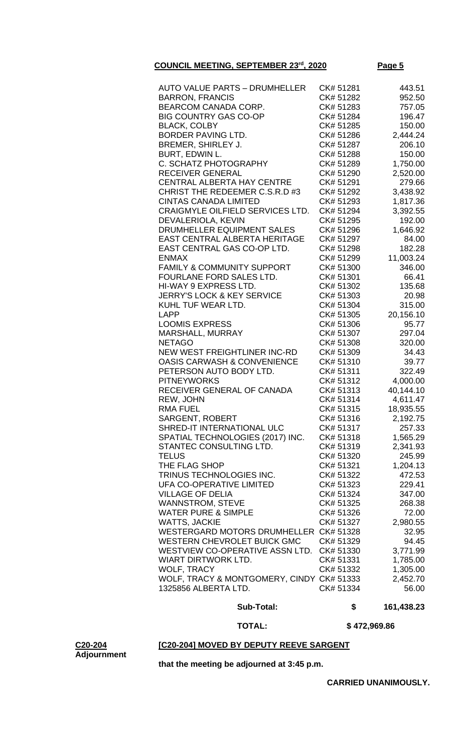| | | |
|---|---|---|
| AUTO VALUE PARTS – DRUMHELLER | CK# 51281 | 443.51 |
| BARRON, FRANCIS | CK# 51282 | 952.50 |
| BEARCOM CANADA CORP. | CK# 51283 | 757.05 |
| BIG COUNTRY GAS CO-OP | CK# 51284 | 196.47 |
| BLACK, COLBY | CK# 51285 | 150.00 |
| BORDER PAVING LTD. | CK# 51286 | 2,444.24 |
| BREMER, SHIRLEY J. | CK# 51287 | 206.10 |
| BURT, EDWIN L. | CK# 51288 | 150.00 |
| C. SCHATZ PHOTOGRAPHY | CK# 51289 | 1,750.00 |
| RECEIVER GENERAL | CK# 51290 | 2,520.00 |
| CENTRAL ALBERTA HAY CENTRE | CK# 51291 | 279.66 |
| CHRIST THE REDEEMER C.S.R.D #3 | CK# 51292 | 3,438.92 |
| CINTAS CANADA LIMITED | CK# 51293 | 1,817.36 |
| CRAIGMYLE OILFIELD SERVICES LTD. | CK# 51294 | 3,392.55 |
| DEVALERIOLA, KEVIN | CK# 51295 | 192.00 |
| DRUMHELLER EQUIPMENT SALES | CK# 51296 | 1,646.92 |
| EAST CENTRAL ALBERTA HERITAGE | CK# 51297 | 84.00 |
| EAST CENTRAL GAS CO-OP LTD. | CK# 51298 | 182.28 |
| ENMAX | CK# 51299 | 11,003.24 |
| FAMILY & COMMUNITY SUPPORT | CK# 51300 | 346.00 |
| FOURLANE FORD SALES LTD. | CK# 51301 | 66.41 |
| HI-WAY 9 EXPRESS LTD. | CK# 51302 | 135.68 |
| JERRY'S LOCK & KEY SERVICE | CK# 51303 | 20.98 |
| KUHL TUF WEAR LTD. | CK# 51304 | 315.00 |
| LAPP | CK# 51305 | 20,156.10 |
| LOOMIS EXPRESS | CK# 51306 | 95.77 |
| MARSHALL, MURRAY | CK# 51307 | 297.04 |
| NETAGO | CK# 51308 | 320.00 |
| NEW WEST FREIGHTLINER INC-RD | CK# 51309 | 34.43 |
| OASIS CARWASH & CONVENIENCE | CK# 51310 | 39.77 |
| PETERSON AUTO BODY LTD. | CK# 51311 | 322.49 |
| PITNEYWORKS | CK# 51312 | 4,000.00 |
| RECEIVER GENERAL OF CANADA | CK# 51313 | 40,144.10 |
| REW, JOHN | CK# 51314 | 4,611.47 |
| RMA FUEL | CK# 51315 | 18,935.55 |
| SARGENT, ROBERT | CK# 51316 | 2,192.75 |
| SHRED-IT INTERNATIONAL ULC | CK# 51317 | 257.33 |
| SPATIAL TECHNOLOGIES (2017) INC. | CK# 51318 | 1,565.29 |
| STANTEC CONSULTING LTD. | CK# 51319 | 2,341.93 |
| TELUS | CK# 51320 | 245.99 |
| THE FLAG SHOP | CK# 51321 | 1,204.13 |
| TRINUS TECHNOLOGIES INC. | CK# 51322 | 472.53 |
| UFA CO-OPERATIVE LIMITED | CK# 51323 | 229.41 |
| VILLAGE OF DELIA | CK# 51324 | 347.00 |
| WANNSTROM, STEVE | CK# 51325 | 268.38 |
| WATER PURE & SIMPLE | CK# 51326 | 72.00 |
| WATTS, JACKIE | CK# 51327 | 2,980.55 |
| WESTERGARD MOTORS DRUMHELLER | CK# 51328 | 32.95 |
| WESTERN CHEVROLET BUICK GMC | CK# 51329 | 94.45 |
| WESTVIEW CO-OPERATIVE ASSN LTD. | CK# 51330 | 3,771.99 |
| WIART DIRTWORK LTD. | CK# 51331 | 1,785.00 |
| WOLF, TRACY | CK# 51332 | 1,305.00 |
| WOLF, TRACY & MONTGOMERY, CINDY | CK# 51333 | 2,452.70 |
| 1325856 ALBERTA LTD. | CK# 51334 | 56.00 |
| **Sub-Total:** | **$** | **161,438.23** |
| **TOTAL:** | | **$ 472,969.86** |

**C20-204**
**Adjournment**

**[C20-204] MOVED BY DEPUTY REEVE SARGENT**

**that the meeting be adjourned at 3:45 p.m.**

**CARRIED UNANIMOUSLY.**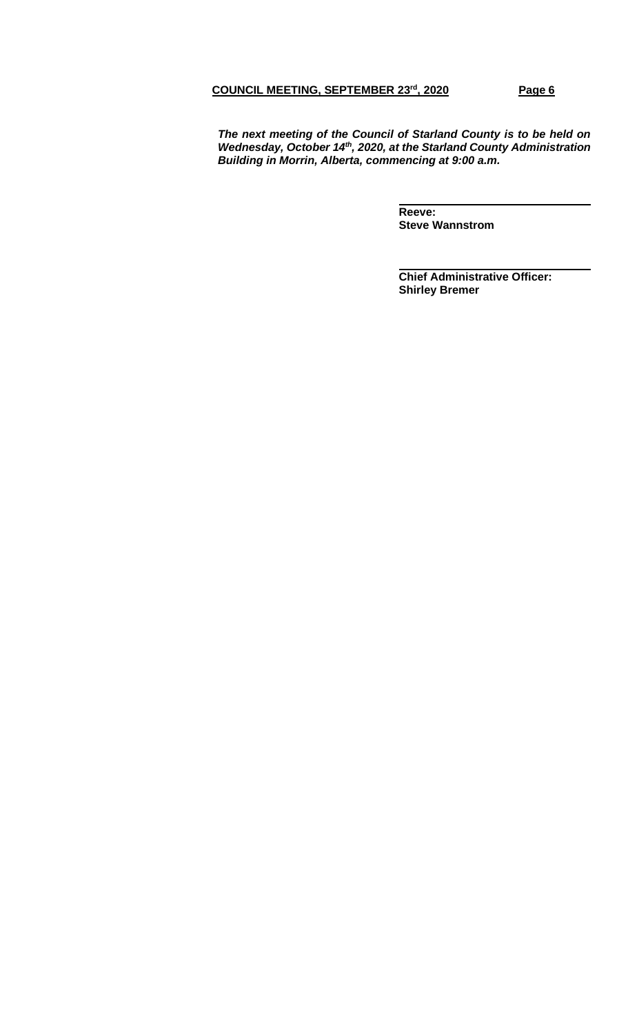***The next meeting of the Council of Starland County is to be held on Wednesday, October 14th, 2020, at the Starland County Administration Building in Morrin, Alberta, commencing at 9:00 a.m.***

______________________________

**Reeve:**
**Steve Wannstrom**

______________________________

**Chief Administrative Officer:**
**Shirley Bremer**